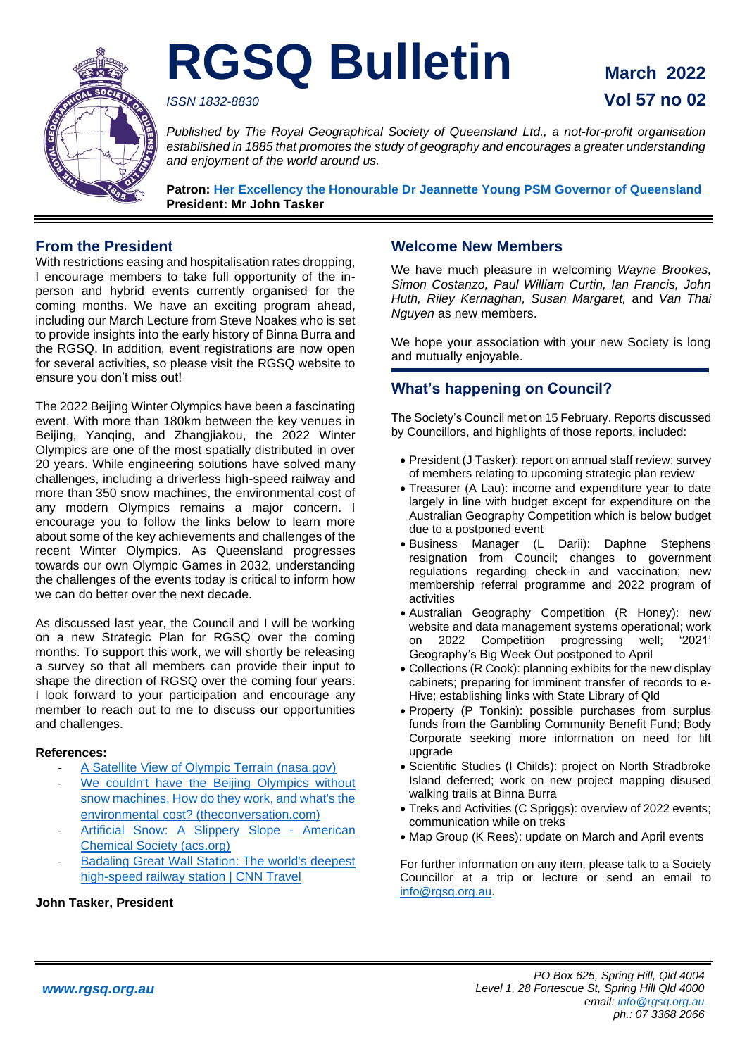# RGSQ Bulletin

*ISSN 1832-8830*

**March 2022**

**Vol 57 no 02**

*Published by The Royal Geographical Society of Queensland Ltd., a not-for-profit organisation established in 1885 that promotes the study of geography and encourages a greater understanding and enjoyment of the world around us.*

**Patron: Her Excellency the Honourable Dr Jeannette Young PSM Governor of Queensland**
**President: Mr John Tasker**

## From the President

With restrictions easing and hospitalisation rates dropping, I encourage members to take full opportunity of the in-person and hybrid events currently organised for the coming months. We have an exciting program ahead, including our March Lecture from Steve Noakes who is set to provide insights into the early history of Binna Burra and the RGSQ. In addition, event registrations are now open for several activities, so please visit the RGSQ website to ensure you don't miss out!

The 2022 Beijing Winter Olympics have been a fascinating event. With more than 180km between the key venues in Beijing, Yanqing, and Zhangjiakou, the 2022 Winter Olympics are one of the most spatially distributed in over 20 years. While engineering solutions have solved many challenges, including a driverless high-speed railway and more than 350 snow machines, the environmental cost of any modern Olympics remains a major concern. I encourage you to follow the links below to learn more about some of the key achievements and challenges of the recent Winter Olympics. As Queensland progresses towards our own Olympic Games in 2032, understanding the challenges of the events today is critical to inform how we can do better over the next decade.

As discussed last year, the Council and I will be working on a new Strategic Plan for RGSQ over the coming months. To support this work, we will shortly be releasing a survey so that all members can provide their input to shape the direction of RGSQ over the coming four years. I look forward to your participation and encourage any member to reach out to me to discuss our opportunities and challenges.

**References:**

- A Satellite View of Olympic Terrain (nasa.gov)
- We couldn't have the Beijing Olympics without snow machines. How do they work, and what's the environmental cost? (theconversation.com)
- Artificial Snow: A Slippery Slope - American Chemical Society (acs.org)
- Badaling Great Wall Station: The world's deepest high-speed railway station | CNN Travel

**John Tasker, President**

## Welcome New Members

We have much pleasure in welcoming *Wayne Brookes, Simon Costanzo, Paul William Curtin, Ian Francis, John Huth, Riley Kernaghan, Susan Margaret,* and *Van Thai Nguyen* as new members.

We hope your association with your new Society is long and mutually enjoyable.

## What's happening on Council?

The Society's Council met on 15 February. Reports discussed by Councillors, and highlights of those reports, included:

- President (J Tasker): report on annual staff review; survey of members relating to upcoming strategic plan review
- Treasurer (A Lau): income and expenditure year to date largely in line with budget except for expenditure on the Australian Geography Competition which is below budget due to a postponed event
- Business Manager (L Darii): Daphne Stephens resignation from Council; changes to government regulations regarding check-in and vaccination; new membership referral programme and 2022 program of activities
- Australian Geography Competition (R Honey): new website and data management systems operational; work on 2022 Competition progressing well; '2021' Geography's Big Week Out postponed to April
- Collections (R Cook): planning exhibits for the new display cabinets; preparing for imminent transfer of records to e-Hive; establishing links with State Library of Qld
- Property (P Tonkin): possible purchases from surplus funds from the Gambling Community Benefit Fund; Body Corporate seeking more information on need for lift upgrade
- Scientific Studies (I Childs): project on North Stradbroke Island deferred; work on new project mapping disused walking trails at Binna Burra
- Treks and Activities (C Spriggs): overview of 2022 events; communication while on treks
- Map Group (K Rees): update on March and April events

For further information on any item, please talk to a Society Councillor at a trip or lecture or send an email to info@rgsq.org.au.

*www.rgsq.org.au*

*PO Box 625, Spring Hill, Qld 4004*
*Level 1, 28 Fortescue St, Spring Hill Qld 4000*
*email: info@rgsq.org.au*
*ph.: 07 3368 2066*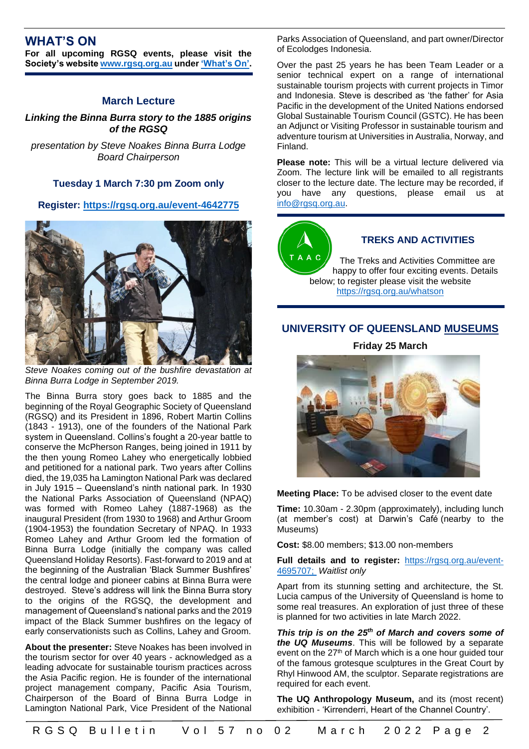## WHAT'S ON

**For all upcoming RGSQ events, please visit the Society's website [www.rgsq.org.au](www.rgsq.org.au) under ['What's On'](https://rgsq.org.au/whatson).**

### March Lecture

***Linking the Binna Burra story to the 1885 origins of the RGSQ***

*presentation by Steve Noakes Binna Burra Lodge Board Chairperson*

**Tuesday 1 March 7:30 pm Zoom only**

**Register: https://rgsq.org.au/event-4642775**

*Steve Noakes coming out of the bushfire devastation at Binna Burra Lodge in September 2019.*

The Binna Burra story goes back to 1885 and the beginning of the Royal Geographic Society of Queensland (RGSQ) and its President in 1896, Robert Martin Collins (1843 - 1913), one of the founders of the National Park system in Queensland. Collins's fought a 20-year battle to conserve the McPherson Ranges, being joined in 1911 by the then young Romeo Lahey who energetically lobbied and petitioned for a national park. Two years after Collins died, the 19,035 ha Lamington National Park was declared in July 1915 – Queensland's ninth national park. In 1930 the National Parks Association of Queensland (NPAQ) was formed with Romeo Lahey (1887-1968) as the inaugural President (from 1930 to 1968) and Arthur Groom (1904-1953) the foundation Secretary of NPAQ. In 1933 Romeo Lahey and Arthur Groom led the formation of Binna Burra Lodge (initially the company was called Queensland Holiday Resorts). Fast-forward to 2019 and at the beginning of the Australian 'Black Summer Bushfires' the central lodge and pioneer cabins at Binna Burra were destroyed. Steve's address will link the Binna Burra story to the origins of the RGSQ, the development and management of Queensland's national parks and the 2019 impact of the Black Summer bushfires on the legacy of early conservationists such as Collins, Lahey and Groom.

**About the presenter:** Steve Noakes has been involved in the tourism sector for over 40 years - acknowledged as a leading advocate for sustainable tourism practices across the Asia Pacific region. He is founder of the international project management company, Pacific Asia Tourism, Chairperson of the Board of Binna Burra Lodge in Lamington National Park, Vice President of the National Parks Association of Queensland, and part owner/Director of Ecolodges Indonesia.

Over the past 25 years he has been Team Leader or a senior technical expert on a range of international sustainable tourism projects with current projects in Timor and Indonesia. Steve is described as 'the father' for Asia Pacific in the development of the United Nations endorsed Global Sustainable Tourism Council (GSTC). He has been an Adjunct or Visiting Professor in sustainable tourism and adventure tourism at Universities in Australia, Norway, and Finland.

**Please note:** This will be a virtual lecture delivered via Zoom. The lecture link will be emailed to all registrants closer to the lecture date. The lecture may be recorded, if you have any questions, please email us at info@rgsq.org.au.

### TREKS AND ACTIVITIES

The Treks and Activities Committee are happy to offer four exciting events. Details below; to register please visit the website https://rgsq.org.au/whatson

### UNIVERSITY OF QUEENSLAND MUSEUMS

**Friday 25 March**

**Meeting Place:** To be advised closer to the event date

**Time:** 10.30am - 2.30pm (approximately), including lunch (at member's cost) at Darwin's Café (nearby to the Museums)

**Cost:** $8.00 members; $13.00 non-members

**Full details and to register:** https://rgsq.org.au/event-4695707; *Waitlist only*

Apart from its stunning setting and architecture, the St. Lucia campus of the University of Queensland is home to some real treasures. An exploration of just three of these is planned for two activities in late March 2022.

***This trip is on the 25th of March and covers some of the UQ Museums***. This will be followed by a separate event on the 27th of March which is a one hour guided tour of the famous grotesque sculptures in the Great Court by Rhyl Hinwood AM, the sculptor. Separate registrations are required for each event.

**The UQ Anthropology Museum,** and its (most recent) exhibition - 'Kirrenderri, Heart of the Channel Country'.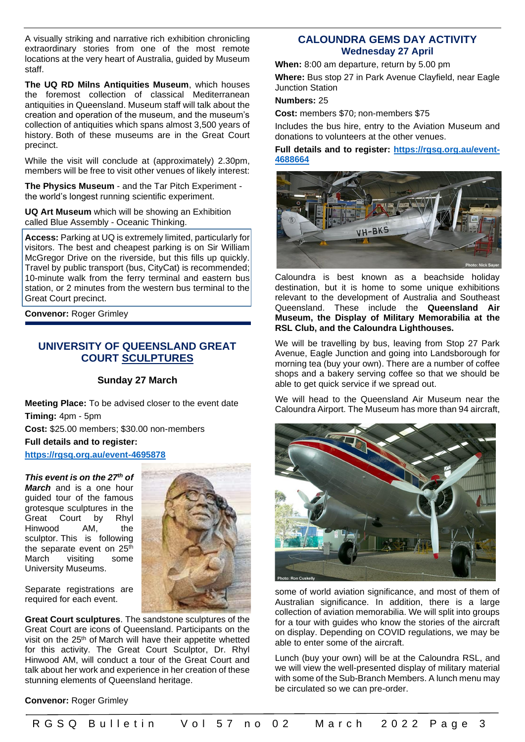A visually striking and narrative rich exhibition chronicling extraordinary stories from one of the most remote locations at the very heart of Australia, guided by Museum staff.

**The UQ RD Milns Antiquities Museum**, which houses the foremost collection of classical Mediterranean antiquities in Queensland. Museum staff will talk about the creation and operation of the museum, and the museum's collection of antiquities which spans almost 3,500 years of history. Both of these museums are in the Great Court precinct.

While the visit will conclude at (approximately) 2.30pm, members will be free to visit other venues of likely interest:

**The Physics Museum** - and the Tar Pitch Experiment - the world's longest running scientific experiment.

**UQ Art Museum** which will be showing an Exhibition called Blue Assembly - Oceanic Thinking.

**Access:** Parking at UQ is extremely limited, particularly for visitors. The best and cheapest parking is on Sir William McGregor Drive on the riverside, but this fills up quickly. Travel by public transport (bus, CityCat) is recommended; 10-minute walk from the ferry terminal and eastern bus station, or 2 minutes from the western bus terminal to the Great Court precinct.

**Convenor:** Roger Grimley

## UNIVERSITY OF QUEENSLAND GREAT COURT SCULPTURES

**Sunday 27 March**

**Meeting Place:** To be advised closer to the event date

**Timing:** 4pm - 5pm

**Cost:** $25.00 members; $30.00 non-members

**Full details and to register:**

https://rgsq.org.au/event-4695878

***This event is on the 27th of March*** and is a one hour guided tour of the famous grotesque sculptures in the Great Court by Rhyl Hinwood AM, the sculptor. This is following the separate event on 25th March visiting some University Museums.

Separate registrations are required for each event.

**Great Court sculptures**. The sandstone sculptures of the Great Court are icons of Queensland. Participants on the visit on the 25th of March will have their appetite whetted for this activity. The Great Court Sculptor, Dr. Rhyl Hinwood AM, will conduct a tour of the Great Court and talk about her work and experience in her creation of these stunning elements of Queensland heritage.

**Convenor:** Roger Grimley

## CALOUNDRA GEMS DAY ACTIVITY

### Wednesday 27 April

**When:** 8:00 am departure, return by 5.00 pm

**Where:** Bus stop 27 in Park Avenue Clayfield, near Eagle Junction Station

**Numbers:** 25

**Cost:** members $70; non-members $75

Includes the bus hire, entry to the Aviation Museum and donations to volunteers at the other venues.

**Full details and to register: https://rgsq.org.au/event-4688664**

Photo: Nick Sayer

Caloundra is best known as a beachside holiday destination, but it is home to some unique exhibitions relevant to the development of Australia and Southeast Queensland. These include the **Queensland Air Museum, the Display of Military Memorabilia at the RSL Club, and the Caloundra Lighthouses.**

We will be travelling by bus, leaving from Stop 27 Park Avenue, Eagle Junction and going into Landsborough for morning tea (buy your own). There are a number of coffee shops and a bakery serving coffee so that we should be able to get quick service if we spread out.

We will head to the Queensland Air Museum near the Caloundra Airport. The Museum has more than 94 aircraft, some of world aviation significance, and most of them of Australian significance. In addition, there is a large collection of aviation memorabilia. We will split into groups for a tour with guides who know the stories of the aircraft on display. Depending on COVID regulations, we may be able to enter some of the aircraft.

Photo: Ron Cuskelly

Lunch (buy your own) will be at the Caloundra RSL, and we will view the well-presented display of military material with some of the Sub-Branch Members. A lunch menu may be circulated so we can pre-order.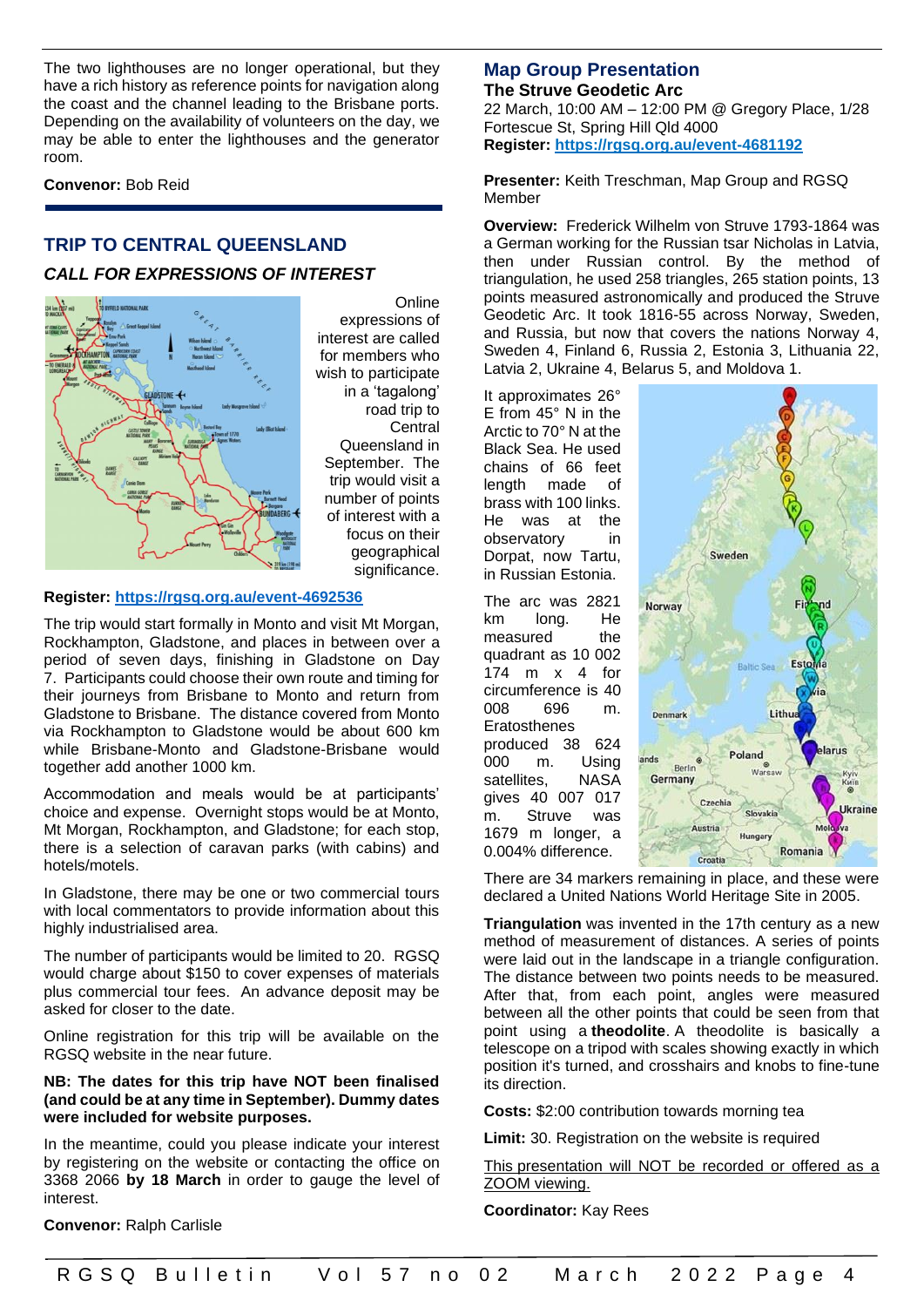The two lighthouses are no longer operational, but they have a rich history as reference points for navigation along the coast and the channel leading to the Brisbane ports. Depending on the availability of volunteers on the day, we may be able to enter the lighthouses and the generator room.

**Convenor:** Bob Reid

## TRIP TO CENTRAL QUEENSLAND

### *CALL FOR EXPRESSIONS OF INTEREST*

Online expressions of interest are called for members who wish to participate in a 'tagalong' road trip to Central Queensland in September. The trip would visit a number of points of interest with a focus on their geographical significance.

**Register:** https://rgsq.org.au/event-4692536

The trip would start formally in Monto and visit Mt Morgan, Rockhampton, Gladstone, and places in between over a period of seven days, finishing in Gladstone on Day 7. Participants could choose their own route and timing for their journeys from Brisbane to Monto and return from Gladstone to Brisbane. The distance covered from Monto via Rockhampton to Gladstone would be about 600 km while Brisbane-Monto and Gladstone-Brisbane would together add another 1000 km.

Accommodation and meals would be at participants' choice and expense. Overnight stops would be at Monto, Mt Morgan, Rockhampton, and Gladstone; for each stop, there is a selection of caravan parks (with cabins) and hotels/motels.

In Gladstone, there may be one or two commercial tours with local commentators to provide information about this highly industrialised area.

The number of participants would be limited to 20. RGSQ would charge about $150 to cover expenses of materials plus commercial tour fees. An advance deposit may be asked for closer to the date.

Online registration for this trip will be available on the RGSQ website in the near future.

**NB: The dates for this trip have NOT been finalised (and could be at any time in September). Dummy dates were included for website purposes.**

In the meantime, could you please indicate your interest by registering on the website or contacting the office on 3368 2066 **by 18 March** in order to gauge the level of interest.

**Convenor:** Ralph Carlisle

## Map Group Presentation

**The Struve Geodetic Arc**

22 March, 10:00 AM – 12:00 PM @ Gregory Place, 1/28 Fortescue St, Spring Hill Qld 4000
**Register:** https://rgsq.org.au/event-4681192

**Presenter:** Keith Treschman, Map Group and RGSQ Member

**Overview:** Frederick Wilhelm von Struve 1793-1864 was a German working for the Russian tsar Nicholas in Latvia, then under Russian control. By the method of triangulation, he used 258 triangles, 265 station points, 13 points measured astronomically and produced the Struve Geodetic Arc. It took 1816-55 across Norway, Sweden, and Russia, but now that covers the nations Norway 4, Sweden 4, Finland 6, Russia 2, Estonia 3, Lithuania 22, Latvia 2, Ukraine 4, Belarus 5, and Moldova 1.

It approximates 26° E from 45° N in the Arctic to 70° N at the Black Sea. He used chains of 66 feet length made of brass with 100 links. He was at the observatory in Dorpat, now Tartu, in Russian Estonia.

The arc was 2821 km long. He measured the quadrant as 10 002 174 m x 4 for circumference is 40 008 696 m. Eratosthenes produced 38 624 000 m. Using satellites, NASA gives 40 007 017 m. Struve was 1679 m longer, a 0.004% difference.

There are 34 markers remaining in place, and these were declared a United Nations World Heritage Site in 2005.

**Triangulation** was invented in the 17th century as a new method of measurement of distances. A series of points were laid out in the landscape in a triangle configuration. The distance between two points needs to be measured. After that, from each point, angles were measured between all the other points that could be seen from that point using a **theodolite**. A theodolite is basically a telescope on a tripod with scales showing exactly in which position it's turned, and crosshairs and knobs to fine-tune its direction.

**Costs:** $2:00 contribution towards morning tea

**Limit:** 30. Registration on the website is required

This presentation will NOT be recorded or offered as a ZOOM viewing.

**Coordinator:** Kay Rees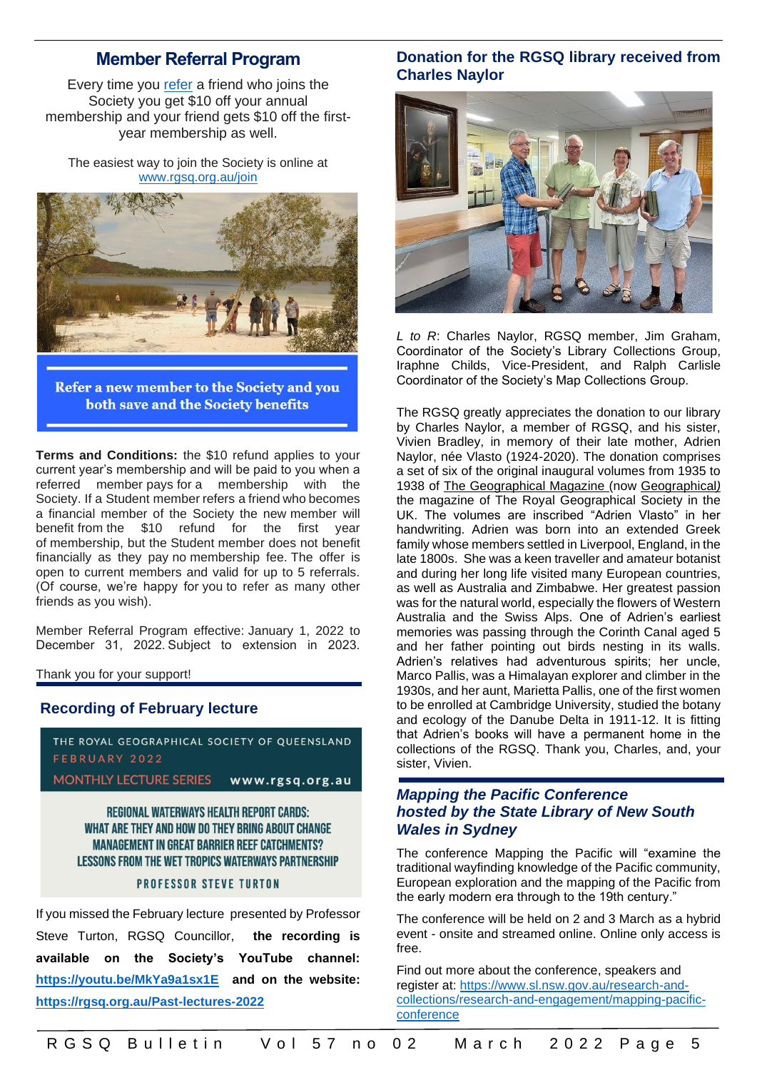## Member Referral Program

Every time you refer a friend who joins the Society you get $10 off your annual membership and your friend gets $10 off the first-year membership as well.

The easiest way to join the Society is online at www.rgsq.org.au/join

**Refer a new member to the Society and you both save and the Society benefits**

**Terms and Conditions:** the $10 refund applies to your current year's membership and will be paid to you when a referred member pays for a membership with the Society. If a Student member refers a friend who becomes a financial member of the Society the new member will benefit from the $10 refund for the first year of membership, but the Student member does not benefit financially as they pay no membership fee. The offer is open to current members and valid for up to 5 referrals. (Of course, we're happy for you to refer as many other friends as you wish).

Member Referral Program effective: January 1, 2022 to December 31, 2022. Subject to extension in 2023.

Thank you for your support!

## Recording of February lecture

THE ROYAL GEOGRAPHICAL SOCIETY OF QUEENSLAND
FEBRUARY 2022
MONTHLY LECTURE SERIES www.rgsq.org.au

REGIONAL WATERWAYS HEALTH REPORT CARDS: WHAT ARE THEY AND HOW DO THEY BRING ABOUT CHANGE MANAGEMENT IN GREAT BARRIER REEF CATCHMENTS? LESSONS FROM THE WET TROPICS WATERWAYS PARTNERSHIP

PROFESSOR STEVE TURTON

If you missed the February lecture presented by Professor Steve Turton, RGSQ Councillor, **the recording is available on the Society's YouTube channel: https://youtu.be/MkYa9a1sx1E and on the website: https://rgsq.org.au/Past-lectures-2022**

## Donation for the RGSQ library received from Charles Naylor

*L to R*: Charles Naylor, RGSQ member, Jim Graham, Coordinator of the Society's Library Collections Group, Iraphne Childs, Vice-President, and Ralph Carlisle Coordinator of the Society's Map Collections Group.

The RGSQ greatly appreciates the donation to our library by Charles Naylor, a member of RGSQ, and his sister, Vivien Bradley, in memory of their late mother, Adrien Naylor, née Vlasto (1924-2020). The donation comprises a set of six of the original inaugural volumes from 1935 to 1938 of The Geographical Magazine (now Geographical) the magazine of The Royal Geographical Society in the UK. The volumes are inscribed "Adrien Vlasto" in her handwriting. Adrien was born into an extended Greek family whose members settled in Liverpool, England, in the late 1800s. She was a keen traveller and amateur botanist and during her long life visited many European countries, as well as Australia and Zimbabwe. Her greatest passion was for the natural world, especially the flowers of Western Australia and the Swiss Alps. One of Adrien's earliest memories was passing through the Corinth Canal aged 5 and her father pointing out birds nesting in its walls. Adrien's relatives had adventurous spirits; her uncle, Marco Pallis, was a Himalayan explorer and climber in the 1930s, and her aunt, Marietta Pallis, one of the first women to be enrolled at Cambridge University, studied the botany and ecology of the Danube Delta in 1911-12. It is fitting that Adrien's books will have a permanent home in the collections of the RGSQ. Thank you, Charles, and, your sister, Vivien.

## *Mapping the Pacific Conference hosted by the State Library of New South Wales in Sydney*

The conference Mapping the Pacific will "examine the traditional wayfinding knowledge of the Pacific community, European exploration and the mapping of the Pacific from the early modern era through to the 19th century."

The conference will be held on 2 and 3 March as a hybrid event - onsite and streamed online. Online only access is free.

Find out more about the conference, speakers and register at: https://www.sl.nsw.gov.au/research-and-collections/research-and-engagement/mapping-pacific-conference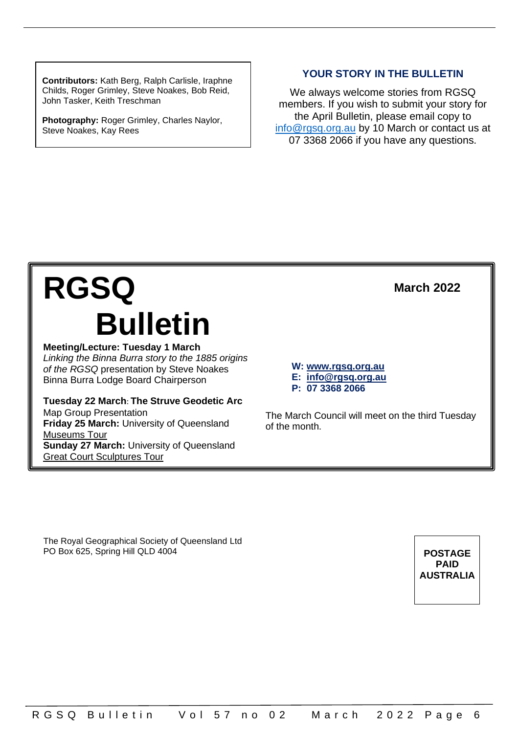**Contributors:** Kath Berg, Ralph Carlisle, Iraphne Childs, Roger Grimley, Steve Noakes, Bob Reid, John Tasker, Keith Treschman

**Photography:** Roger Grimley, Charles Naylor, Steve Noakes, Kay Rees

### YOUR STORY IN THE BULLETIN

We always welcome stories from RGSQ members. If you wish to submit your story for the April Bulletin, please email copy to info@rgsq.org.au by 10 March or contact us at 07 3368 2066 if you have any questions.

# RGSQ Bulletin

**March 2022**

**Meeting/Lecture: Tuesday 1 March**
*Linking the Binna Burra story to the 1885 origins of the RGSQ* presentation by Steve Noakes Binna Burra Lodge Board Chairperson

**Tuesday 22 March**: **The Struve Geodetic Arc** Map Group Presentation
**Friday 25 March:** University of Queensland Museums Tour
**Sunday 27 March:** University of Queensland Great Court Sculptures Tour

**W: www.rgsq.org.au**
**E: info@rgsq.org.au**
**P: 07 3368 2066**

The March Council will meet on the third Tuesday of the month.

The Royal Geographical Society of Queensland Ltd
PO Box 625, Spring Hill QLD 4004

**POSTAGE PAID AUSTRALIA**